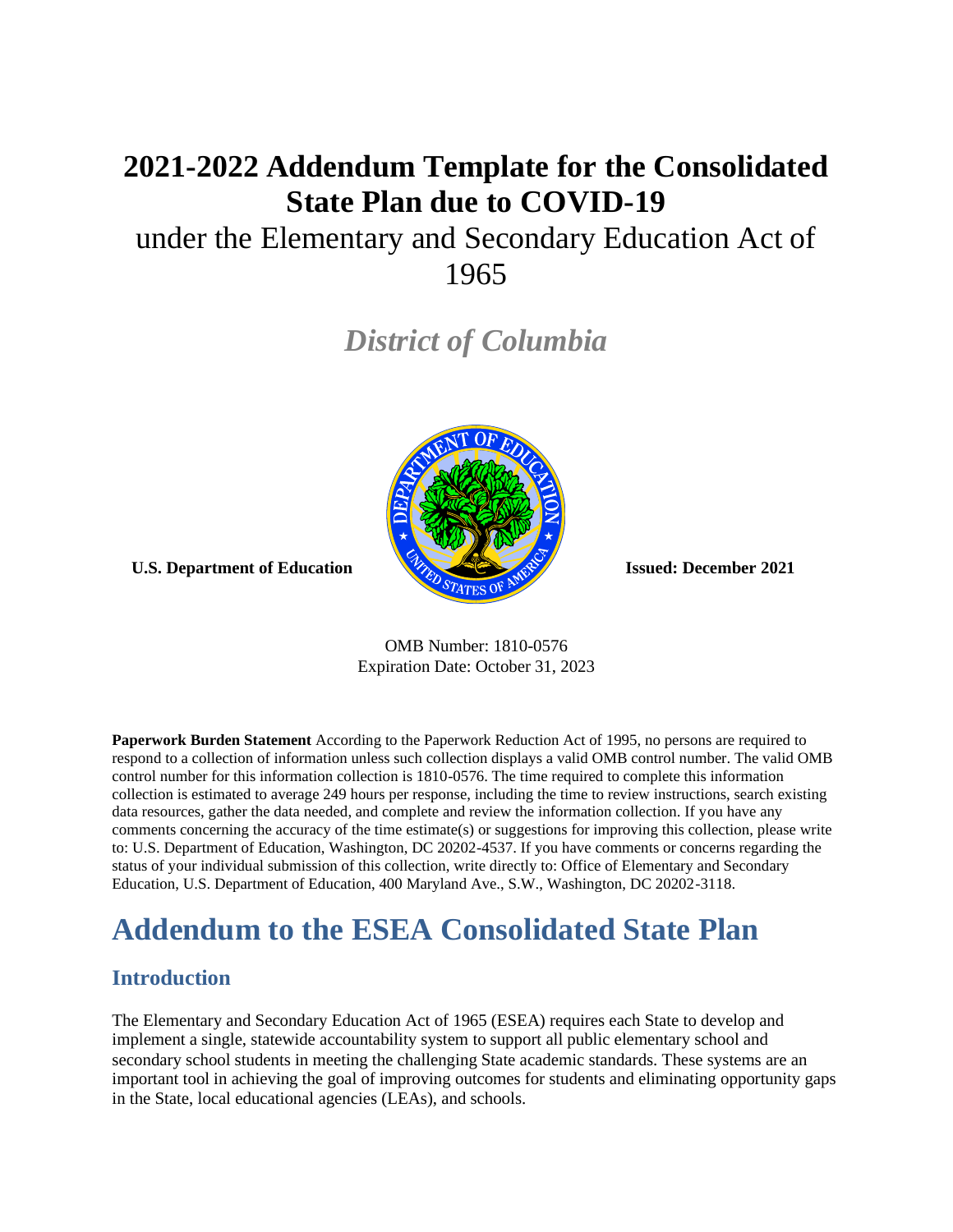# 2021-2022 Addendum Template for the Consolidated State Plan due to COVID-19

under the Elementary and Secondary Education Act of 1965

*District of Columbia*

**U.S. Department of Education** **Issued: December 2021**

OMB Number: 1810-0576
Expiration Date: October 31, 2023

**Paperwork Burden Statement** According to the Paperwork Reduction Act of 1995, no persons are required to respond to a collection of information unless such collection displays a valid OMB control number. The valid OMB control number for this information collection is 1810-0576. The time required to complete this information collection is estimated to average 249 hours per response, including the time to review instructions, search existing data resources, gather the data needed, and complete and review the information collection. If you have any comments concerning the accuracy of the time estimate(s) or suggestions for improving this collection, please write to: U.S. Department of Education, Washington, DC 20202-4537. If you have comments or concerns regarding the status of your individual submission of this collection, write directly to: Office of Elementary and Secondary Education, U.S. Department of Education, 400 Maryland Ave., S.W., Washington, DC 20202-3118.

# Addendum to the ESEA Consolidated State Plan

## Introduction

The Elementary and Secondary Education Act of 1965 (ESEA) requires each State to develop and implement a single, statewide accountability system to support all public elementary school and secondary school students in meeting the challenging State academic standards. These systems are an important tool in achieving the goal of improving outcomes for students and eliminating opportunity gaps in the State, local educational agencies (LEAs), and schools.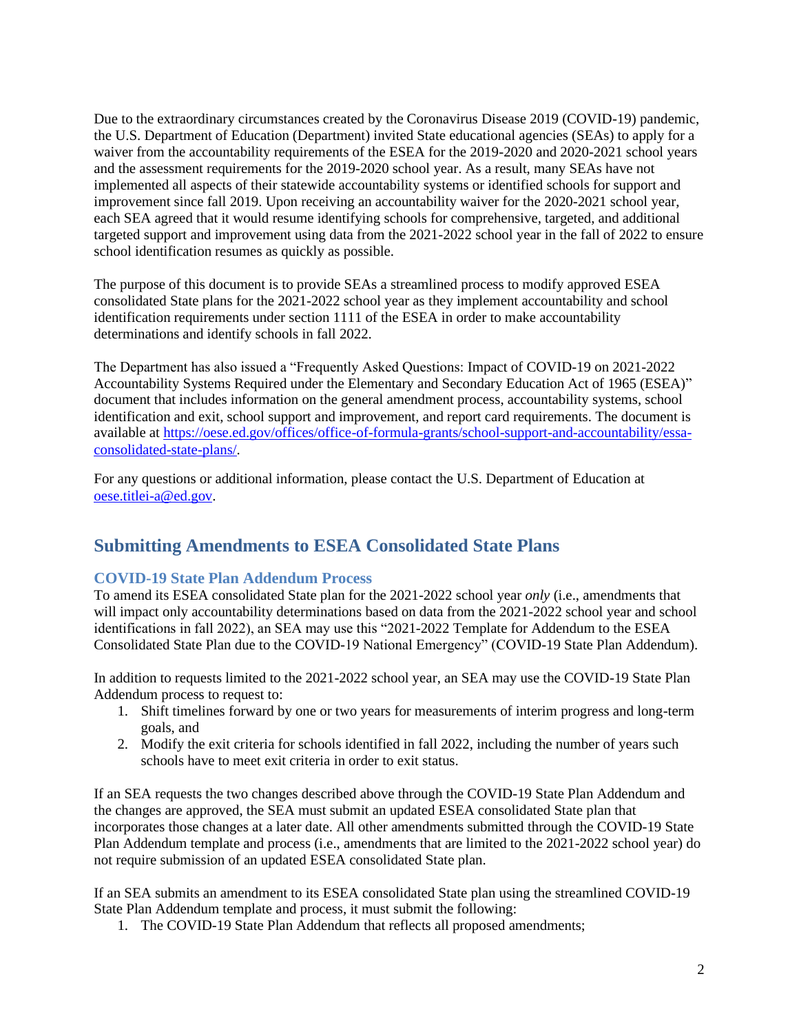Due to the extraordinary circumstances created by the Coronavirus Disease 2019 (COVID-19) pandemic, the U.S. Department of Education (Department) invited State educational agencies (SEAs) to apply for a waiver from the accountability requirements of the ESEA for the 2019-2020 and 2020-2021 school years and the assessment requirements for the 2019-2020 school year. As a result, many SEAs have not implemented all aspects of their statewide accountability systems or identified schools for support and improvement since fall 2019. Upon receiving an accountability waiver for the 2020-2021 school year, each SEA agreed that it would resume identifying schools for comprehensive, targeted, and additional targeted support and improvement using data from the 2021-2022 school year in the fall of 2022 to ensure school identification resumes as quickly as possible.

The purpose of this document is to provide SEAs a streamlined process to modify approved ESEA consolidated State plans for the 2021-2022 school year as they implement accountability and school identification requirements under section 1111 of the ESEA in order to make accountability determinations and identify schools in fall 2022.

The Department has also issued a "Frequently Asked Questions: Impact of COVID-19 on 2021-2022 Accountability Systems Required under the Elementary and Secondary Education Act of 1965 (ESEA)" document that includes information on the general amendment process, accountability systems, school identification and exit, school support and improvement, and report card requirements. The document is available at [https://oese.ed.gov/offices/office-of-formula-grants/school-support-and-accountability/essa-consolidated-state-plans/](https://oese.ed.gov/offices/office-of-formula-grants/school-support-and-accountability/essa-consolidated-state-plans/).

For any questions or additional information, please contact the U.S. Department of Education at [oese.titlei-a@ed.gov](mailto:oese.titlei-a@ed.gov).

## Submitting Amendments to ESEA Consolidated State Plans

### COVID-19 State Plan Addendum Process

To amend its ESEA consolidated State plan for the 2021-2022 school year *only* (i.e., amendments that will impact only accountability determinations based on data from the 2021-2022 school year and school identifications in fall 2022), an SEA may use this "2021-2022 Template for Addendum to the ESEA Consolidated State Plan due to the COVID-19 National Emergency" (COVID-19 State Plan Addendum).

In addition to requests limited to the 2021-2022 school year, an SEA may use the COVID-19 State Plan Addendum process to request to:

1. Shift timelines forward by one or two years for measurements of interim progress and long-term goals, and
2. Modify the exit criteria for schools identified in fall 2022, including the number of years such schools have to meet exit criteria in order to exit status.

If an SEA requests the two changes described above through the COVID-19 State Plan Addendum and the changes are approved, the SEA must submit an updated ESEA consolidated State plan that incorporates those changes at a later date. All other amendments submitted through the COVID-19 State Plan Addendum template and process (i.e., amendments that are limited to the 2021-2022 school year) do not require submission of an updated ESEA consolidated State plan.

If an SEA submits an amendment to its ESEA consolidated State plan using the streamlined COVID-19 State Plan Addendum template and process, it must submit the following:

1. The COVID-19 State Plan Addendum that reflects all proposed amendments;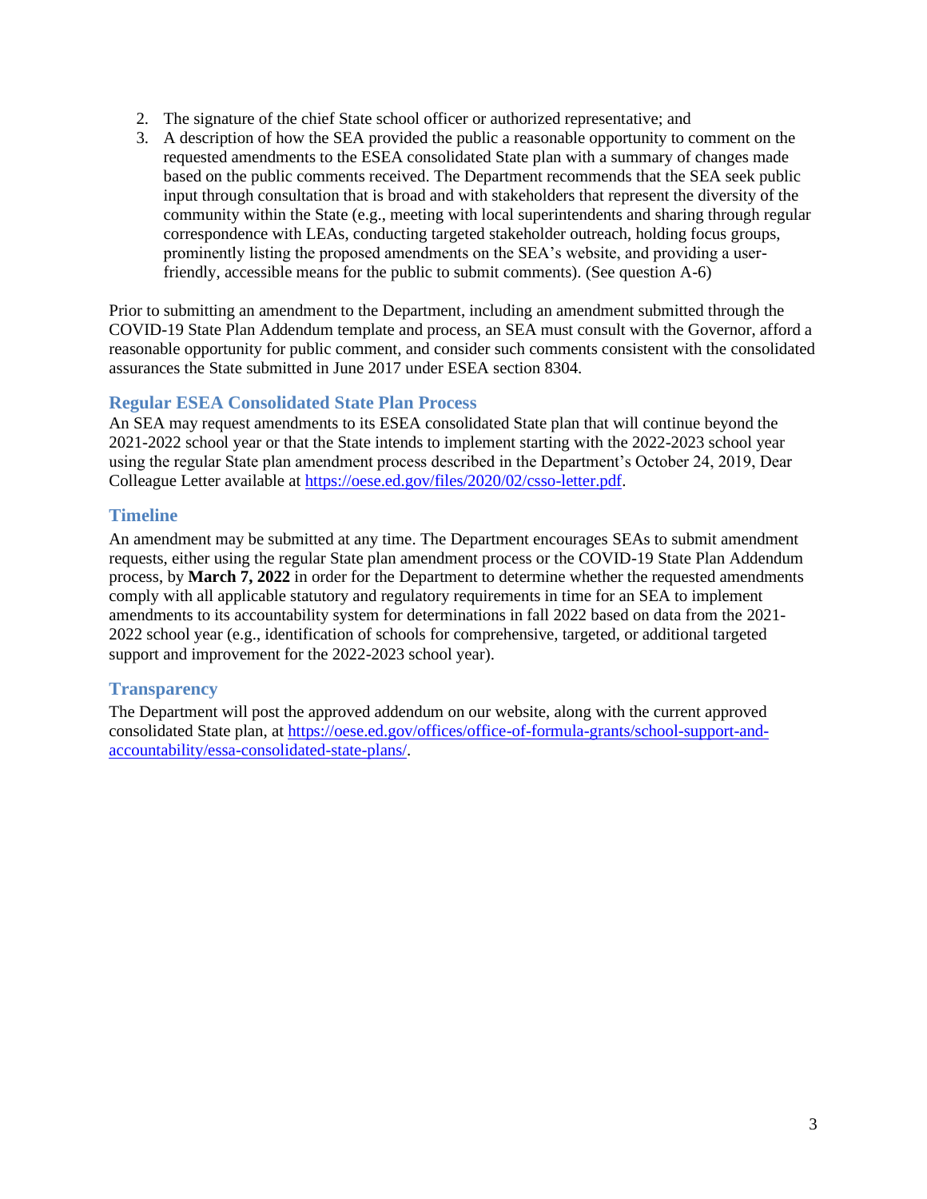2. The signature of the chief State school officer or authorized representative; and
3. A description of how the SEA provided the public a reasonable opportunity to comment on the requested amendments to the ESEA consolidated State plan with a summary of changes made based on the public comments received. The Department recommends that the SEA seek public input through consultation that is broad and with stakeholders that represent the diversity of the community within the State (e.g., meeting with local superintendents and sharing through regular correspondence with LEAs, conducting targeted stakeholder outreach, holding focus groups, prominently listing the proposed amendments on the SEA's website, and providing a user-friendly, accessible means for the public to submit comments). (See question A-6)

Prior to submitting an amendment to the Department, including an amendment submitted through the COVID-19 State Plan Addendum template and process, an SEA must consult with the Governor, afford a reasonable opportunity for public comment, and consider such comments consistent with the consolidated assurances the State submitted in June 2017 under ESEA section 8304.

### Regular ESEA Consolidated State Plan Process

An SEA may request amendments to its ESEA consolidated State plan that will continue beyond the 2021-2022 school year or that the State intends to implement starting with the 2022-2023 school year using the regular State plan amendment process described in the Department's October 24, 2019, Dear Colleague Letter available at https://oese.ed.gov/files/2020/02/csso-letter.pdf.

### Timeline

An amendment may be submitted at any time. The Department encourages SEAs to submit amendment requests, either using the regular State plan amendment process or the COVID-19 State Plan Addendum process, by **March 7, 2022** in order for the Department to determine whether the requested amendments comply with all applicable statutory and regulatory requirements in time for an SEA to implement amendments to its accountability system for determinations in fall 2022 based on data from the 2021-2022 school year (e.g., identification of schools for comprehensive, targeted, or additional targeted support and improvement for the 2022-2023 school year).

### Transparency

The Department will post the approved addendum on our website, along with the current approved consolidated State plan, at https://oese.ed.gov/offices/office-of-formula-grants/school-support-and-accountability/essa-consolidated-state-plans/.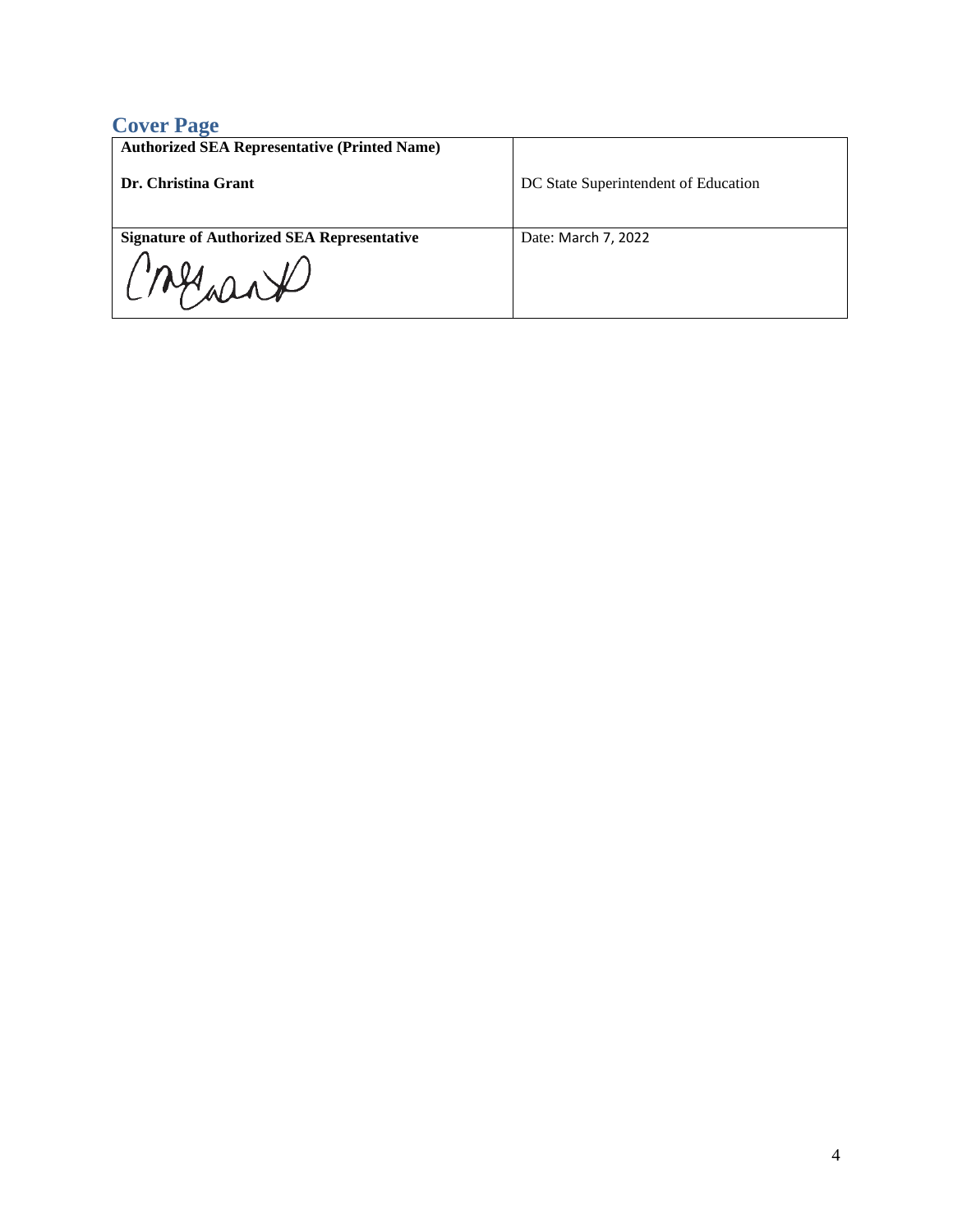## Cover Page

| Authorized SEA Representative (Printed Name) | |
|---|---|
| **Dr. Christina Grant** | DC State Superintendent of Education |
| **Signature of Authorized SEA Representative** | Date: March 7, 2022 |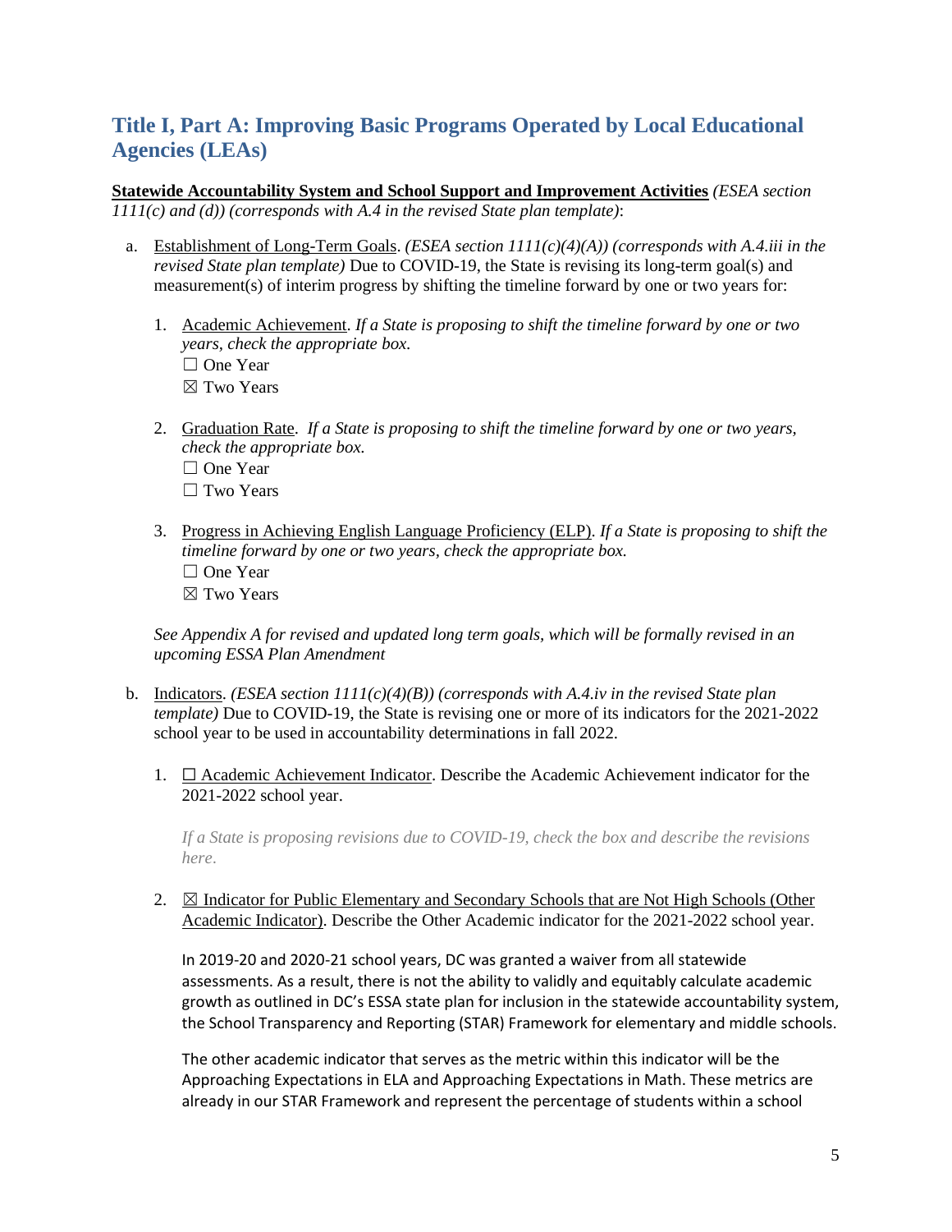## Title I, Part A: Improving Basic Programs Operated by Local Educational Agencies (LEAs)

**<u>Statewide Accountability System and School Support and Improvement Activities</u>** *(ESEA section 1111(c) and (d)) (corresponds with A.4 in the revised State plan template)*:

a. <u>Establishment of Long-Term Goals</u>. *(ESEA section 1111(c)(4)(A)) (corresponds with A.4.iii in the revised State plan template)* Due to COVID-19, the State is revising its long-term goal(s) and measurement(s) of interim progress by shifting the timeline forward by one or two years for:

   1. <u>Academic Achievement</u>. *If a State is proposing to shift the timeline forward by one or two years, check the appropriate box.*
      ☐ One Year
      ☒ Two Years

   2. <u>Graduation Rate</u>. *If a State is proposing to shift the timeline forward by one or two years, check the appropriate box.*
      ☐ One Year
      ☐ Two Years

   3. <u>Progress in Achieving English Language Proficiency (ELP)</u>. *If a State is proposing to shift the timeline forward by one or two years, check the appropriate box.*
      ☐ One Year
      ☒ Two Years

   *See Appendix A for revised and updated long term goals, which will be formally revised in an upcoming ESSA Plan Amendment*

b. <u>Indicators</u>. *(ESEA section 1111(c)(4)(B)) (corresponds with A.4.iv in the revised State plan template)* Due to COVID-19, the State is revising one or more of its indicators for the 2021-2022 school year to be used in accountability determinations in fall 2022.

   1. ☐ <u>Academic Achievement Indicator</u>. Describe the Academic Achievement indicator for the 2021-2022 school year.

      *If a State is proposing revisions due to COVID-19, check the box and describe the revisions here.*

   2. ☒ <u>Indicator for Public Elementary and Secondary Schools that are Not High Schools (Other Academic Indicator)</u>. Describe the Other Academic indicator for the 2021-2022 school year.

      In 2019-20 and 2020-21 school years, DC was granted a waiver from all statewide assessments. As a result, there is not the ability to validly and equitably calculate academic growth as outlined in DC's ESSA state plan for inclusion in the statewide accountability system, the School Transparency and Reporting (STAR) Framework for elementary and middle schools.

      The other academic indicator that serves as the metric within this indicator will be the Approaching Expectations in ELA and Approaching Expectations in Math. These metrics are already in our STAR Framework and represent the percentage of students within a school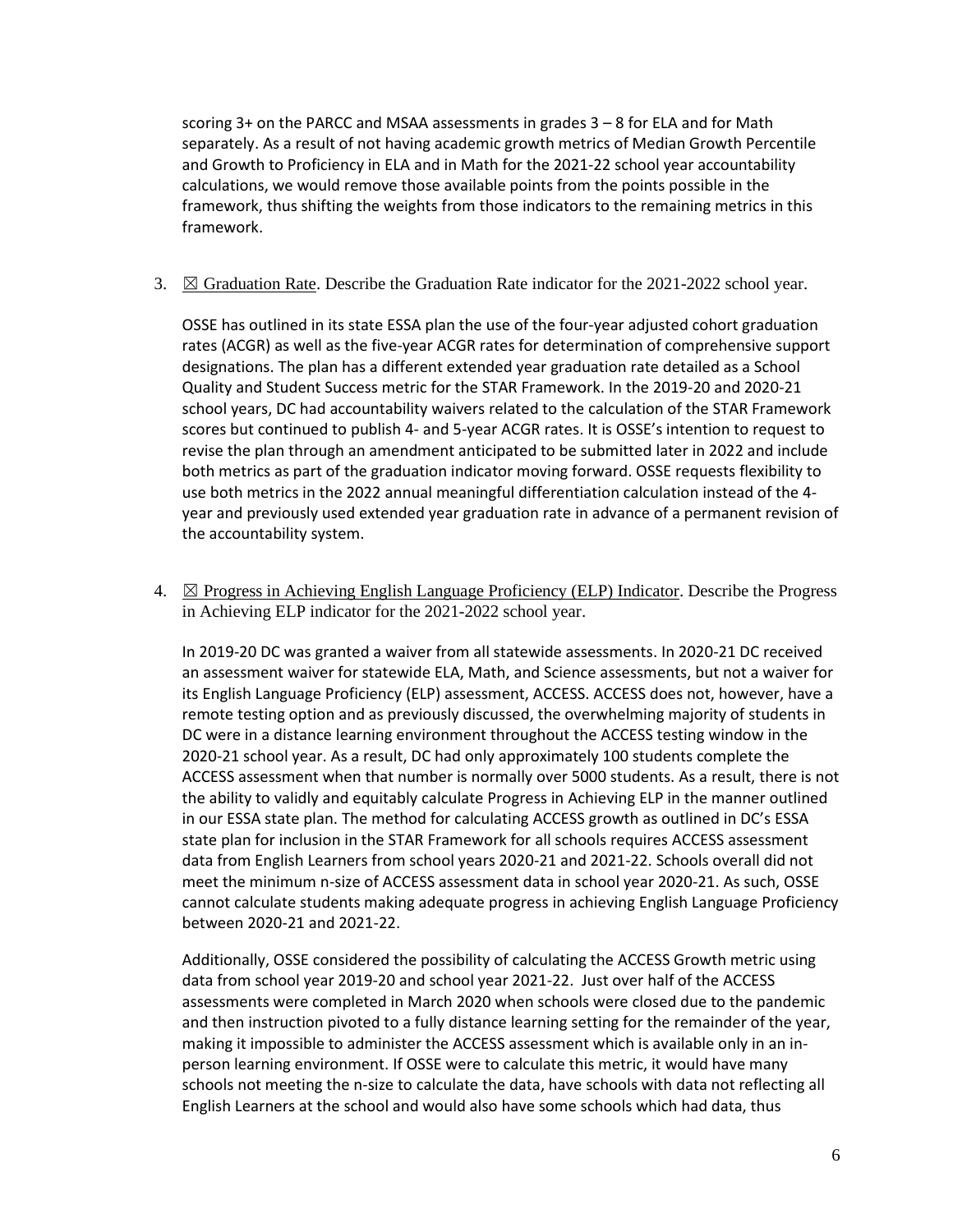scoring 3+ on the PARCC and MSAA assessments in grades 3 – 8 for ELA and for Math separately. As a result of not having academic growth metrics of Median Growth Percentile and Growth to Proficiency in ELA and in Math for the 2021-22 school year accountability calculations, we would remove those available points from the points possible in the framework, thus shifting the weights from those indicators to the remaining metrics in this framework.

3. ☒ Graduation Rate. Describe the Graduation Rate indicator for the 2021-2022 school year.

   OSSE has outlined in its state ESSA plan the use of the four-year adjusted cohort graduation rates (ACGR) as well as the five-year ACGR rates for determination of comprehensive support designations. The plan has a different extended year graduation rate detailed as a School Quality and Student Success metric for the STAR Framework. In the 2019-20 and 2020-21 school years, DC had accountability waivers related to the calculation of the STAR Framework scores but continued to publish 4- and 5-year ACGR rates. It is OSSE's intention to request to revise the plan through an amendment anticipated to be submitted later in 2022 and include both metrics as part of the graduation indicator moving forward. OSSE requests flexibility to use both metrics in the 2022 annual meaningful differentiation calculation instead of the 4-year and previously used extended year graduation rate in advance of a permanent revision of the accountability system.

4. ☒ Progress in Achieving English Language Proficiency (ELP) Indicator. Describe the Progress in Achieving ELP indicator for the 2021-2022 school year.

   In 2019-20 DC was granted a waiver from all statewide assessments. In 2020-21 DC received an assessment waiver for statewide ELA, Math, and Science assessments, but not a waiver for its English Language Proficiency (ELP) assessment, ACCESS. ACCESS does not, however, have a remote testing option and as previously discussed, the overwhelming majority of students in DC were in a distance learning environment throughout the ACCESS testing window in the 2020-21 school year. As a result, DC had only approximately 100 students complete the ACCESS assessment when that number is normally over 5000 students. As a result, there is not the ability to validly and equitably calculate Progress in Achieving ELP in the manner outlined in our ESSA state plan. The method for calculating ACCESS growth as outlined in DC's ESSA state plan for inclusion in the STAR Framework for all schools requires ACCESS assessment data from English Learners from school years 2020-21 and 2021-22. Schools overall did not meet the minimum n-size of ACCESS assessment data in school year 2020-21. As such, OSSE cannot calculate students making adequate progress in achieving English Language Proficiency between 2020-21 and 2021-22.

   Additionally, OSSE considered the possibility of calculating the ACCESS Growth metric using data from school year 2019-20 and school year 2021-22. Just over half of the ACCESS assessments were completed in March 2020 when schools were closed due to the pandemic and then instruction pivoted to a fully distance learning setting for the remainder of the year, making it impossible to administer the ACCESS assessment which is available only in an in-person learning environment. If OSSE were to calculate this metric, it would have many schools not meeting the n-size to calculate the data, have schools with data not reflecting all English Learners at the school and would also have some schools which had data, thus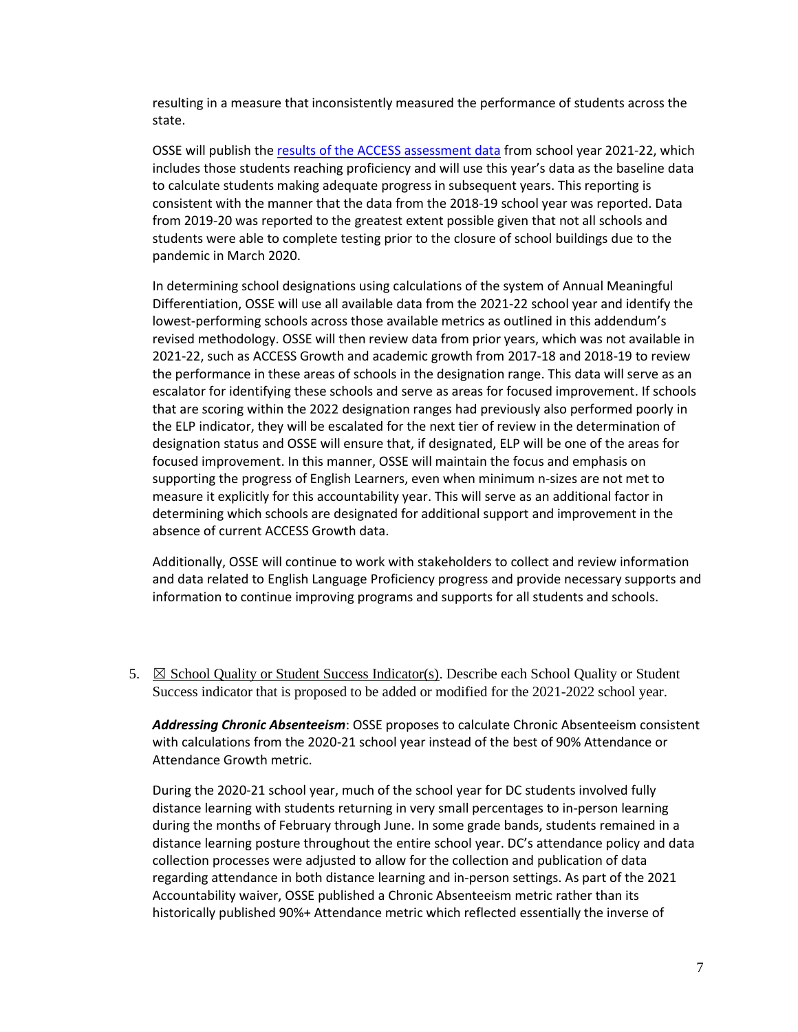resulting in a measure that inconsistently measured the performance of students across the state.

OSSE will publish the [results of the ACCESS assessment data](#) from school year 2021-22, which includes those students reaching proficiency and will use this year's data as the baseline data to calculate students making adequate progress in subsequent years. This reporting is consistent with the manner that the data from the 2018-19 school year was reported. Data from 2019-20 was reported to the greatest extent possible given that not all schools and students were able to complete testing prior to the closure of school buildings due to the pandemic in March 2020.

In determining school designations using calculations of the system of Annual Meaningful Differentiation, OSSE will use all available data from the 2021-22 school year and identify the lowest-performing schools across those available metrics as outlined in this addendum's revised methodology. OSSE will then review data from prior years, which was not available in 2021-22, such as ACCESS Growth and academic growth from 2017-18 and 2018-19 to review the performance in these areas of schools in the designation range. This data will serve as an escalator for identifying these schools and serve as areas for focused improvement. If schools that are scoring within the 2022 designation ranges had previously also performed poorly in the ELP indicator, they will be escalated for the next tier of review in the determination of designation status and OSSE will ensure that, if designated, ELP will be one of the areas for focused improvement. In this manner, OSSE will maintain the focus and emphasis on supporting the progress of English Learners, even when minimum n-sizes are not met to measure it explicitly for this accountability year. This will serve as an additional factor in determining which schools are designated for additional support and improvement in the absence of current ACCESS Growth data.

Additionally, OSSE will continue to work with stakeholders to collect and review information and data related to English Language Proficiency progress and provide necessary supports and information to continue improving programs and supports for all students and schools.

5. ☒ School Quality or Student Success Indicator(s). Describe each School Quality or Student Success indicator that is proposed to be added or modified for the 2021-2022 school year.

***Addressing Chronic Absenteeism***: OSSE proposes to calculate Chronic Absenteeism consistent with calculations from the 2020-21 school year instead of the best of 90% Attendance or Attendance Growth metric.

During the 2020-21 school year, much of the school year for DC students involved fully distance learning with students returning in very small percentages to in-person learning during the months of February through June. In some grade bands, students remained in a distance learning posture throughout the entire school year. DC's attendance policy and data collection processes were adjusted to allow for the collection and publication of data regarding attendance in both distance learning and in-person settings. As part of the 2021 Accountability waiver, OSSE published a Chronic Absenteeism metric rather than its historically published 90%+ Attendance metric which reflected essentially the inverse of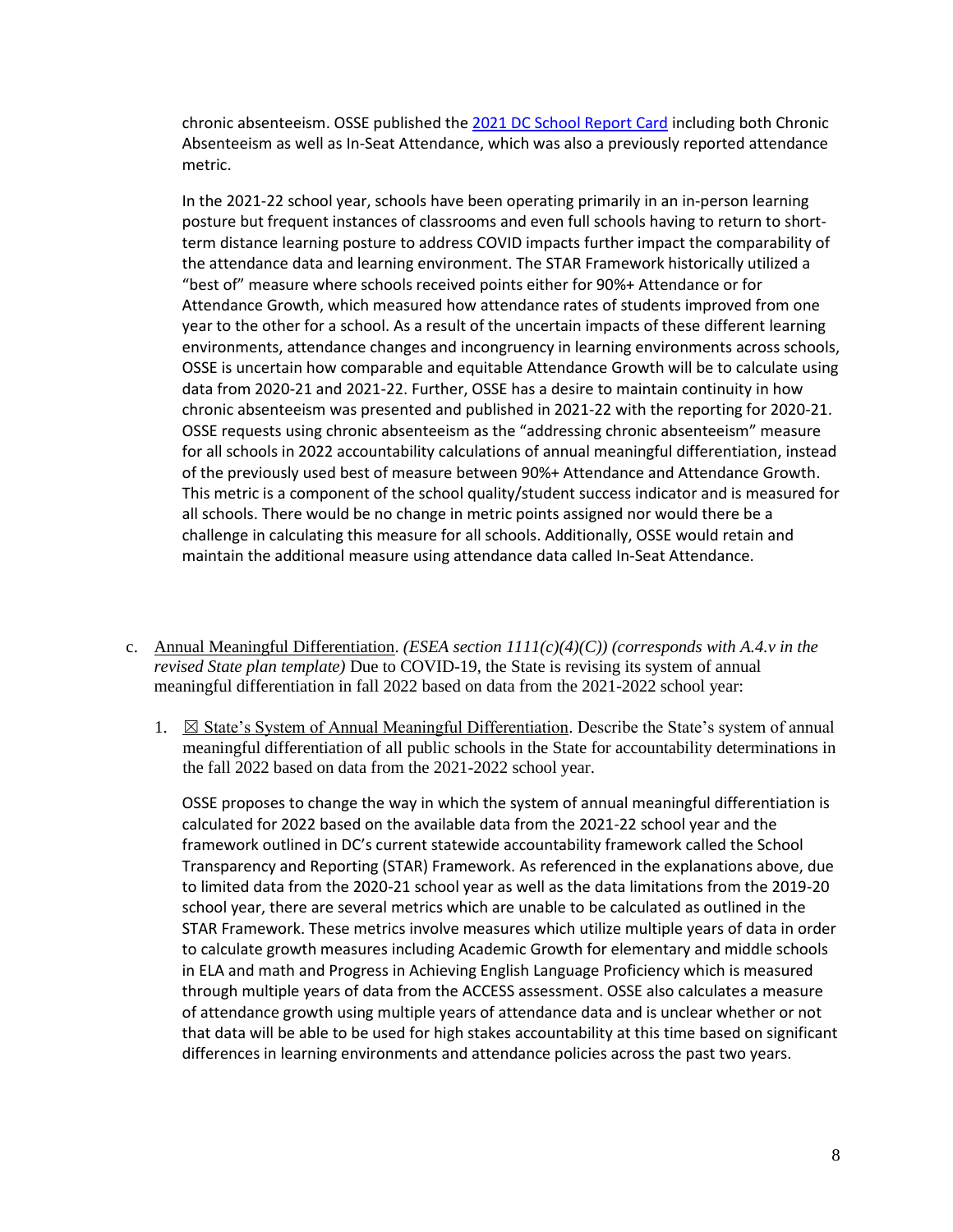chronic absenteeism. OSSE published the [2021 DC School Report Card] including both Chronic Absenteeism as well as In-Seat Attendance, which was also a previously reported attendance metric.

In the 2021-22 school year, schools have been operating primarily in an in-person learning posture but frequent instances of classrooms and even full schools having to return to short-term distance learning posture to address COVID impacts further impact the comparability of the attendance data and learning environment. The STAR Framework historically utilized a "best of" measure where schools received points either for 90%+ Attendance or for Attendance Growth, which measured how attendance rates of students improved from one year to the other for a school. As a result of the uncertain impacts of these different learning environments, attendance changes and incongruency in learning environments across schools, OSSE is uncertain how comparable and equitable Attendance Growth will be to calculate using data from 2020-21 and 2021-22. Further, OSSE has a desire to maintain continuity in how chronic absenteeism was presented and published in 2021-22 with the reporting for 2020-21. OSSE requests using chronic absenteeism as the "addressing chronic absenteeism" measure for all schools in 2022 accountability calculations of annual meaningful differentiation, instead of the previously used best of measure between 90%+ Attendance and Attendance Growth. This metric is a component of the school quality/student success indicator and is measured for all schools. There would be no change in metric points assigned nor would there be a challenge in calculating this measure for all schools. Additionally, OSSE would retain and maintain the additional measure using attendance data called In-Seat Attendance.

c. Annual Meaningful Differentiation. *(ESEA section 1111(c)(4)(C)) (corresponds with A.4.v in the revised State plan template)* Due to COVID-19, the State is revising its system of annual meaningful differentiation in fall 2022 based on data from the 2021-2022 school year:

1. ☒ State's System of Annual Meaningful Differentiation. Describe the State's system of annual meaningful differentiation of all public schools in the State for accountability determinations in the fall 2022 based on data from the 2021-2022 school year.

OSSE proposes to change the way in which the system of annual meaningful differentiation is calculated for 2022 based on the available data from the 2021-22 school year and the framework outlined in DC's current statewide accountability framework called the School Transparency and Reporting (STAR) Framework. As referenced in the explanations above, due to limited data from the 2020-21 school year as well as the data limitations from the 2019-20 school year, there are several metrics which are unable to be calculated as outlined in the STAR Framework. These metrics involve measures which utilize multiple years of data in order to calculate growth measures including Academic Growth for elementary and middle schools in ELA and math and Progress in Achieving English Language Proficiency which is measured through multiple years of data from the ACCESS assessment. OSSE also calculates a measure of attendance growth using multiple years of attendance data and is unclear whether or not that data will be able to be used for high stakes accountability at this time based on significant differences in learning environments and attendance policies across the past two years.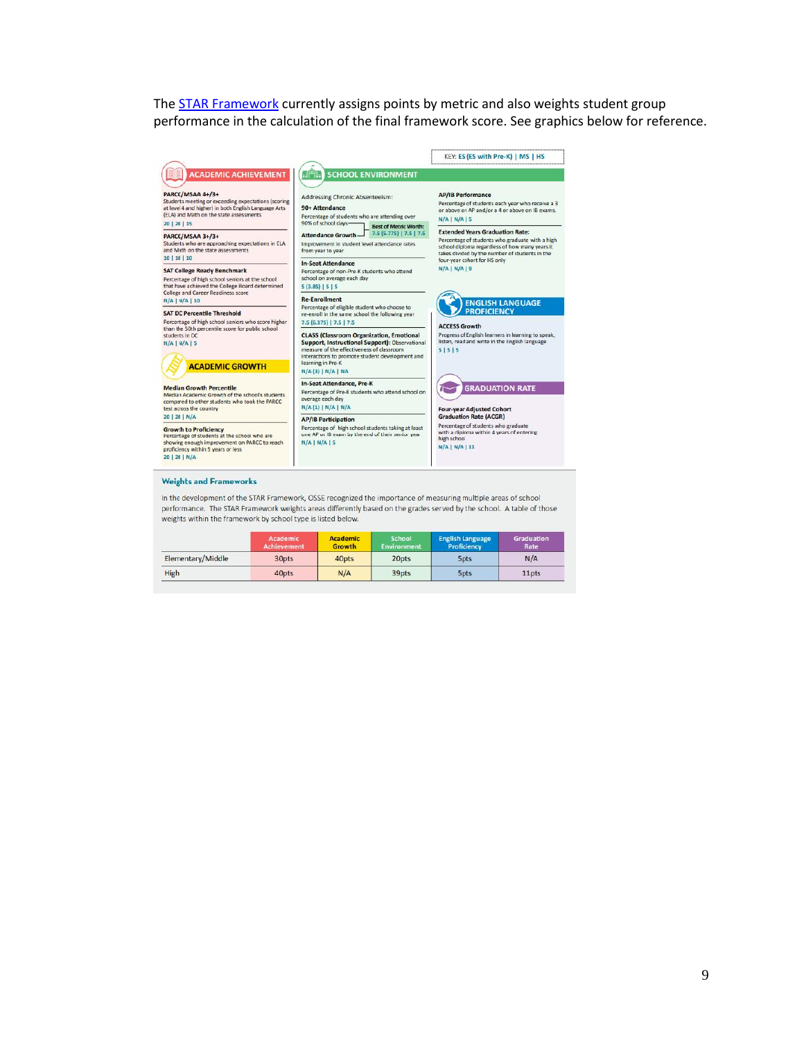The [STAR Framework](#) currently assigns points by metric and also weights student group performance in the calculation of the final framework score. See graphics below for reference.

KEY: ES (ES with Pre-K) | MS | HS

## ACADEMIC ACHIEVEMENT

**PARCC/MSAA 4+/3+**
Students meeting or exceeding expectations (scoring at level 4 and higher) in both English Language Arts (ELA) and Math on the state assessments
20 | 28 | 35

**PARCC/MSAA 3+/3+**
Students who are approaching expectations in ELA and Math on the state assessments
10 | 10 | 10

**SAT College Ready Benchmark**
Percentage of high school seniors at the school that have achieved the College Board determined College and Career Readiness score
N/A | N/A | 10

**SAT DC Percentile Threshold**
Percentage of high school seniors who score higher than the 50th percentile score for public school students in DC
N/A | N/A | 5

## ACADEMIC GROWTH

**Median Growth Percentile**
Median Academic Growth of the school's students compared to other students who took the PARCC test across the country
20 | 28 | N/A

**Growth to Proficiency**
Percentage of students at the school who are showing enough improvement on PARCC to reach proficiency within 5 years or less
20 | 28 | N/A

## SCHOOL ENVIRONMENT

Addressing Chronic Absenteeism:

**90+ Attendance**
Percentage of students who are attending over 90% of school days

**Attendance Growth**
Improvement in student level attendance rates from year to year

Best of Metric Worth: 7.5 (5.775) | 7.5 | 7.5

**In-Seat Attendance**
Percentage of non-Pre-K students who attend school on average each day
5 (3.85) | 5 | 5

**Re-Enrollment**
Percentage of eligible student who choose to re-enroll in the same school the following year
7.5 (6.375) | 7.5 | 7.5

**CLASS (Classroom Organization, Emotional Support, Instructional Support):** Observational measure of the effectiveness of classroom interactions to promote student development and learning in Pre-K
N/A (3) | N/A | NA

**In-Seat Attendance, Pre-K**
Percentage of Pre-K students who attend school on average each day
N/A (1) | N/A | N/A

**AP/IB Participation**
Percentage of high school students taking at least one AP or IB exam by the end of their senior year
N/A | N/A | 5

**AP/IB Performance**
Percentage of students each year who receive a 3 or above on AP and/or a 4 or above on IB exams.
N/A | N/A | 5

**Extended Years Graduation Rate:**
Percentage of students who graduate with a high school diploma regardless of how many years it takes divided by the number of students in the four-year cohort for HS only
N/A | N/A | 9

## ENGLISH LANGUAGE PROFICIENCY

**ACCESS Growth**
Progress of English learners in learning to speak, listen, read and write in the English language
5 | 5 | 5

## GRADUATION RATE

**Four-year Adjusted Cohort Graduation Rate (ACGR)**
Percentage of students who graduate with a diploma within 4 years of entering high school
N/A | N/A | 11

### Weights and Frameworks

In the development of the STAR Framework, OSSE recognized the importance of measuring multiple areas of school performance. The STAR Framework weights areas differently based on the grades served by the school. A table of those weights within the framework by school type is listed below.

| | Academic Achievement | Academic Growth | School Environment | English Language Proficiency | Graduation Rate |
|---|---|---|---|---|---|
| Elementary/Middle | 30pts | 40pts | 20pts | 5pts | N/A |
| High | 40pts | N/A | 39pts | 5pts | 11pts |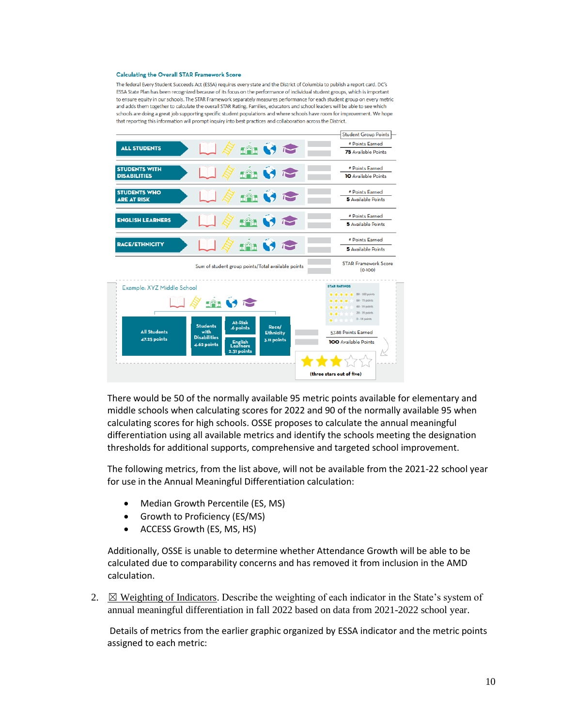**Calculating the Overall STAR Framework Score**

The federal Every Student Succeeds Act (ESSA) requires every state and the District of Columbia to publish a report card. DC's ESSA State Plan has been recognized because of its focus on the performance of individual student groups, which is important to ensure equity in our schools. The STAR Framework separately measures performance for each student group on every metric and adds them together to calculate the overall STAR Rating. Families, educators and school leaders will be able to see which schools are doing a great job supporting specific student populations and where schools have room for improvement. We hope that reporting this information will prompt inquiry into best practices and collaboration across the District.

| | Student Group Points |
|---|---|
| ALL STUDENTS | # Points Earned / **75** Available Points |
| STUDENTS WITH DISABILITIES | # Points Earned / **10** Available Points |
| STUDENTS WHO ARE AT RISK | # Points Earned / **5** Available Points |
| ENGLISH LEARNERS | # Points Earned / **5** Available Points |
| RACE/ETHNICITY | # Points Earned / **5** Available Points |
| Sum of student group points/Total available points | STAR Framework Score (0-100) |

Example: XYZ Middle School

- All Students 47.25 points
- Students with Disabilities 4.62 points
- At-Risk .6 points
- English Learners 2.31 points
- Race/Ethnicity 3.11 points

57.88 Points Earned / **100** Available Points

STAR RATINGS: 5 stars 80 - 100 points; 4 stars 60 - 79 points; 3 stars 40 - 59 points; 2 stars 20 - 39 points; 1 star 0 - 19 points

**(three stars out of five)**

There would be 50 of the normally available 95 metric points available for elementary and middle schools when calculating scores for 2022 and 90 of the normally available 95 when calculating scores for high schools. OSSE proposes to calculate the annual meaningful differentiation using all available metrics and identify the schools meeting the designation thresholds for additional supports, comprehensive and targeted school improvement.

The following metrics, from the list above, will not be available from the 2021-22 school year for use in the Annual Meaningful Differentiation calculation:

- Median Growth Percentile (ES, MS)
- Growth to Proficiency (ES/MS)
- ACCESS Growth (ES, MS, HS)

Additionally, OSSE is unable to determine whether Attendance Growth will be able to be calculated due to comparability concerns and has removed it from inclusion in the AMD calculation.

2. ☒ Weighting of Indicators. Describe the weighting of each indicator in the State's system of annual meaningful differentiation in fall 2022 based on data from 2021-2022 school year.

Details of metrics from the earlier graphic organized by ESSA indicator and the metric points assigned to each metric: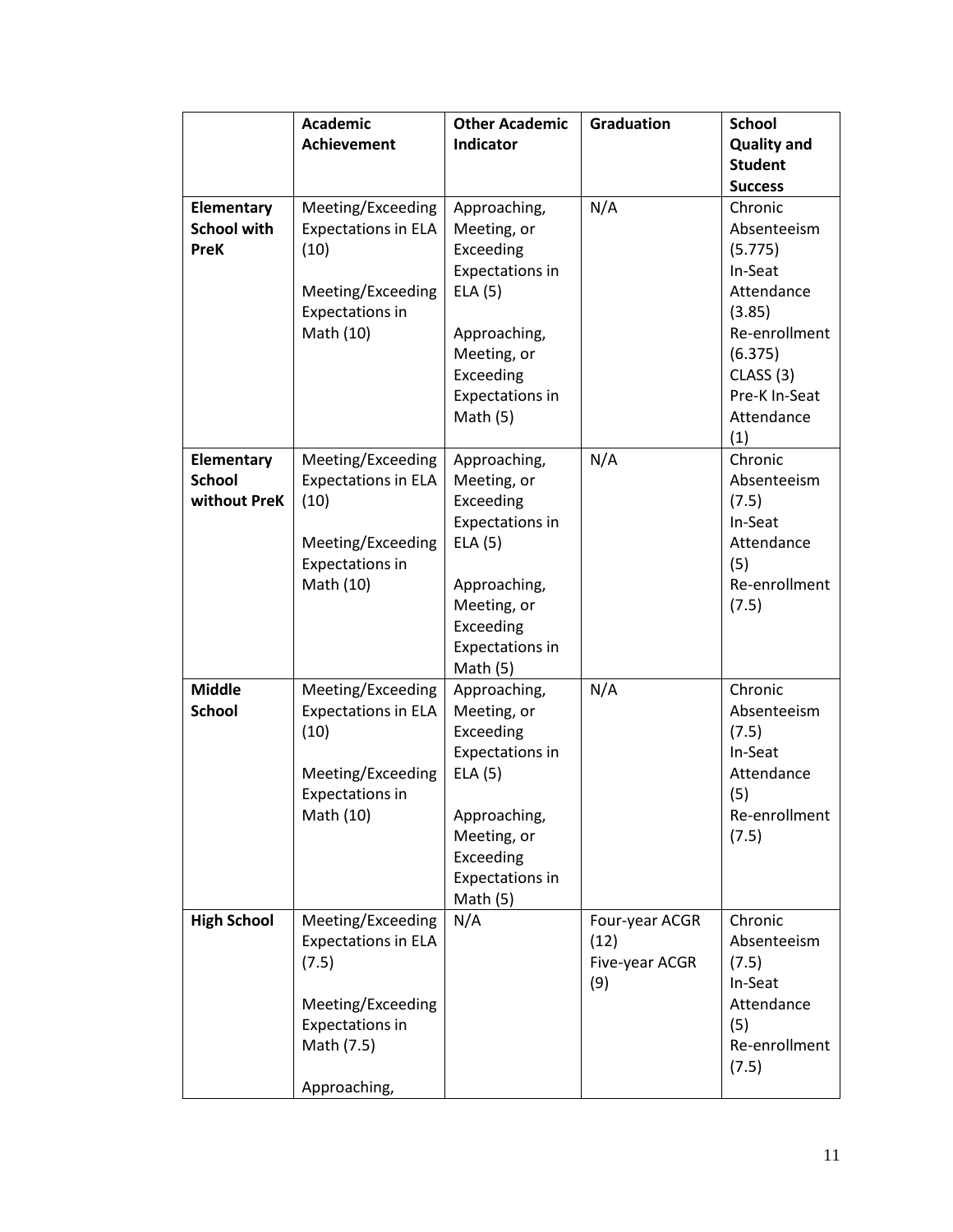| | Academic Achievement | Other Academic Indicator | Graduation | School Quality and Student Success |
|---|---|---|---|---|
| **Elementary School with PreK** | Meeting/Exceeding Expectations in ELA (10)<br><br>Meeting/Exceeding Expectations in Math (10) | Approaching, Meeting, or Exceeding Expectations in ELA (5)<br><br>Approaching, Meeting, or Exceeding Expectations in Math (5) | N/A | Chronic Absenteeism (5.775)<br>In-Seat Attendance (3.85)<br>Re-enrollment (6.375)<br>CLASS (3)<br>Pre-K In-Seat Attendance (1) |
| **Elementary School without PreK** | Meeting/Exceeding Expectations in ELA (10)<br><br>Meeting/Exceeding Expectations in Math (10) | Approaching, Meeting, or Exceeding Expectations in ELA (5)<br><br>Approaching, Meeting, or Exceeding Expectations in Math (5) | N/A | Chronic Absenteeism (7.5)<br>In-Seat Attendance (5)<br>Re-enrollment (7.5) |
| **Middle School** | Meeting/Exceeding Expectations in ELA (10)<br><br>Meeting/Exceeding Expectations in Math (10) | Approaching, Meeting, or Exceeding Expectations in ELA (5)<br><br>Approaching, Meeting, or Exceeding Expectations in Math (5) | N/A | Chronic Absenteeism (7.5)<br>In-Seat Attendance (5)<br>Re-enrollment (7.5) |
| **High School** | Meeting/Exceeding Expectations in ELA (7.5)<br><br>Meeting/Exceeding Expectations in Math (7.5)<br><br>Approaching, | N/A | Four-year ACGR (12)<br>Five-year ACGR (9) | Chronic Absenteeism (7.5)<br>In-Seat Attendance (5)<br>Re-enrollment (7.5) |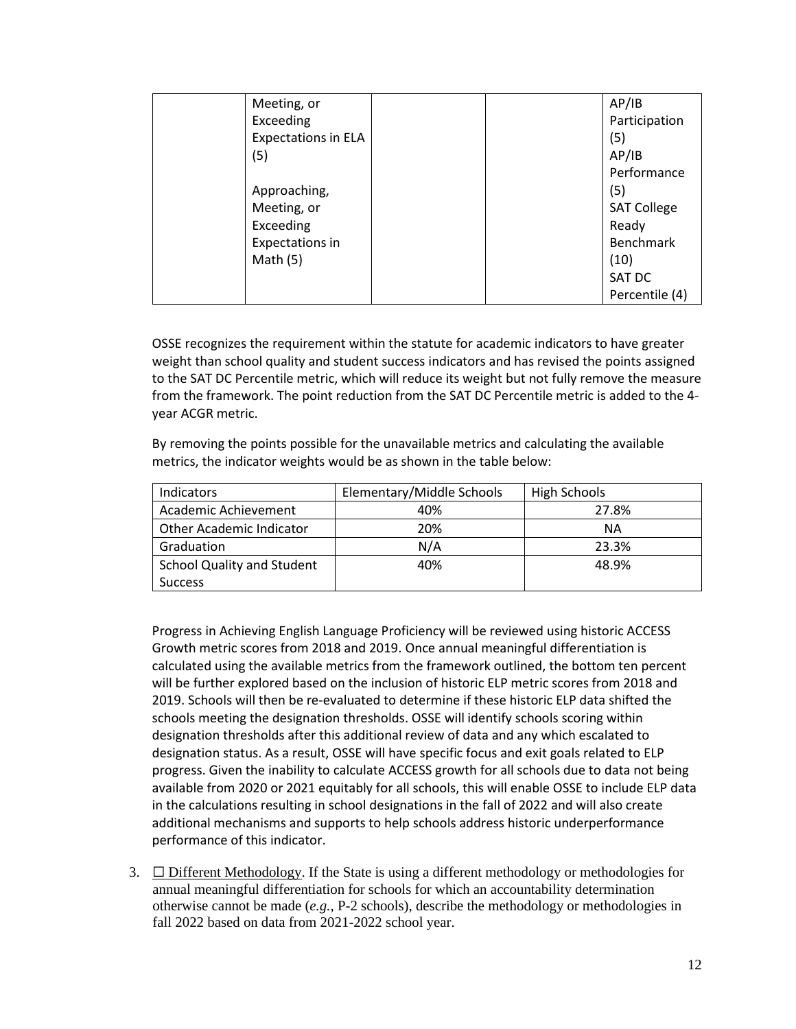| | Meeting, or Exceeding Expectations in ELA (5)<br><br>Approaching, Meeting, or Exceeding Expectations in Math (5) | | | AP/IB Participation (5)<br>AP/IB Performance (5)<br>SAT College Ready Benchmark (10)<br>SAT DC Percentile (4) |
|---|---|---|---|---|

OSSE recognizes the requirement within the statute for academic indicators to have greater weight than school quality and student success indicators and has revised the points assigned to the SAT DC Percentile metric, which will reduce its weight but not fully remove the measure from the framework. The point reduction from the SAT DC Percentile metric is added to the 4-year ACGR metric.

By removing the points possible for the unavailable metrics and calculating the available metrics, the indicator weights would be as shown in the table below:

| Indicators | Elementary/Middle Schools | High Schools |
|---|---|---|
| Academic Achievement | 40% | 27.8% |
| Other Academic Indicator | 20% | NA |
| Graduation | N/A | 23.3% |
| School Quality and Student Success | 40% | 48.9% |

Progress in Achieving English Language Proficiency will be reviewed using historic ACCESS Growth metric scores from 2018 and 2019. Once annual meaningful differentiation is calculated using the available metrics from the framework outlined, the bottom ten percent will be further explored based on the inclusion of historic ELP metric scores from 2018 and 2019. Schools will then be re-evaluated to determine if these historic ELP data shifted the schools meeting the designation thresholds. OSSE will identify schools scoring within designation thresholds after this additional review of data and any which escalated to designation status. As a result, OSSE will have specific focus and exit goals related to ELP progress. Given the inability to calculate ACCESS growth for all schools due to data not being available from 2020 or 2021 equitably for all schools, this will enable OSSE to include ELP data in the calculations resulting in school designations in the fall of 2022 and will also create additional mechanisms and supports to help schools address historic underperformance performance of this indicator.

3. ☐ Different Methodology. If the State is using a different methodology or methodologies for annual meaningful differentiation for schools for which an accountability determination otherwise cannot be made (*e.g.*, P-2 schools), describe the methodology or methodologies in fall 2022 based on data from 2021-2022 school year.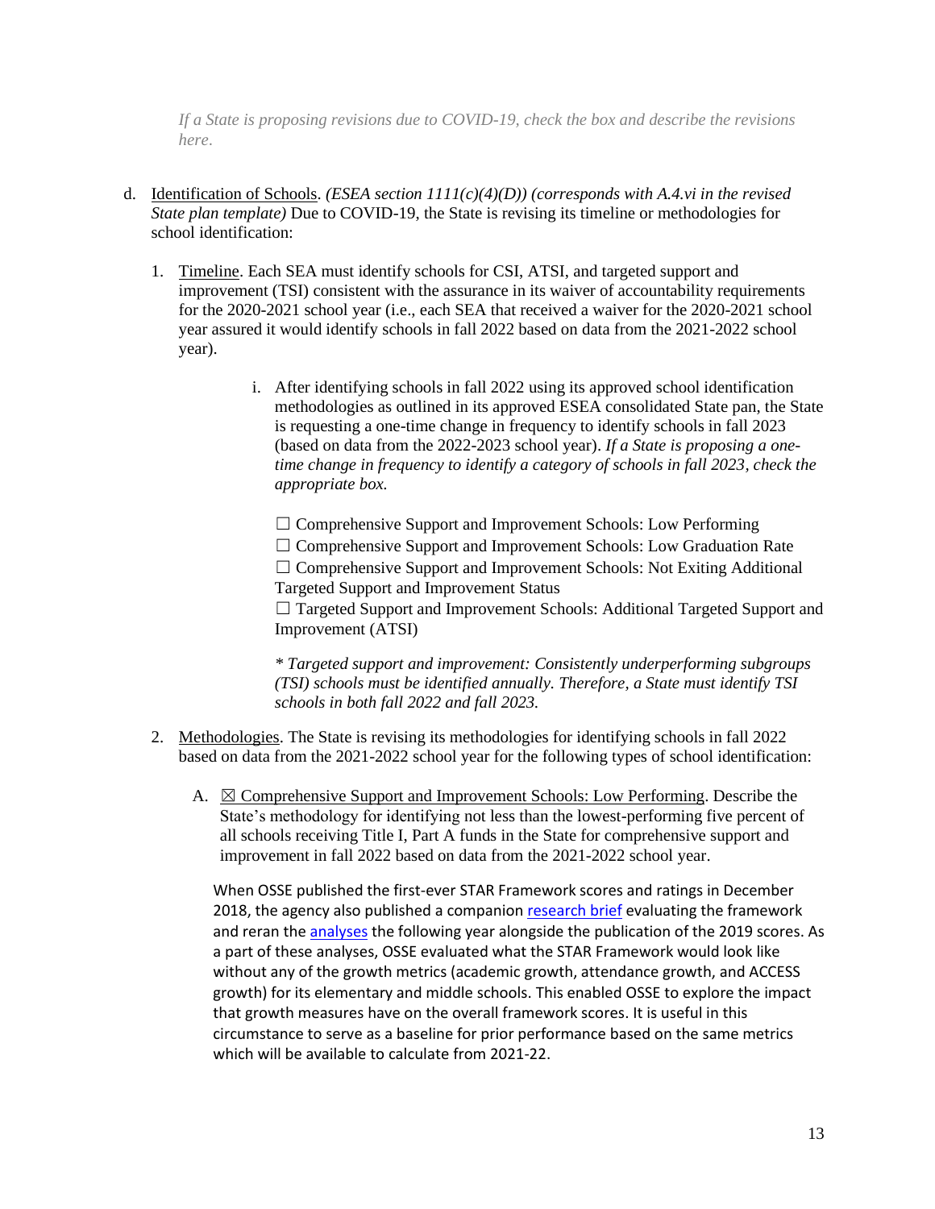*If a State is proposing revisions due to COVID-19, check the box and describe the revisions here.*

d. Identification of Schools. *(ESEA section 1111(c)(4)(D)) (corresponds with A.4.vi in the revised State plan template)* Due to COVID-19, the State is revising its timeline or methodologies for school identification:

1. Timeline. Each SEA must identify schools for CSI, ATSI, and targeted support and improvement (TSI) consistent with the assurance in its waiver of accountability requirements for the 2020-2021 school year (i.e., each SEA that received a waiver for the 2020-2021 school year assured it would identify schools in fall 2022 based on data from the 2021-2022 school year).

   i. After identifying schools in fall 2022 using its approved school identification methodologies as outlined in its approved ESEA consolidated State pan, the State is requesting a one-time change in frequency to identify schools in fall 2023 (based on data from the 2022-2023 school year). *If a State is proposing a one-time change in frequency to identify a category of schools in fall 2023, check the appropriate box.*

   ☐ Comprehensive Support and Improvement Schools: Low Performing
   ☐ Comprehensive Support and Improvement Schools: Low Graduation Rate
   ☐ Comprehensive Support and Improvement Schools: Not Exiting Additional Targeted Support and Improvement Status
   ☐ Targeted Support and Improvement Schools: Additional Targeted Support and Improvement (ATSI)

   *\* Targeted support and improvement: Consistently underperforming subgroups (TSI) schools must be identified annually. Therefore, a State must identify TSI schools in both fall 2022 and fall 2023.*

2. Methodologies. The State is revising its methodologies for identifying schools in fall 2022 based on data from the 2021-2022 school year for the following types of school identification:

   A. ☒ Comprehensive Support and Improvement Schools: Low Performing. Describe the State's methodology for identifying not less than the lowest-performing five percent of all schools receiving Title I, Part A funds in the State for comprehensive support and improvement in fall 2022 based on data from the 2021-2022 school year.

   When OSSE published the first-ever STAR Framework scores and ratings in December 2018, the agency also published a companion research brief evaluating the framework and reran the analyses the following year alongside the publication of the 2019 scores. As a part of these analyses, OSSE evaluated what the STAR Framework would look like without any of the growth metrics (academic growth, attendance growth, and ACCESS growth) for its elementary and middle schools. This enabled OSSE to explore the impact that growth measures have on the overall framework scores. It is useful in this circumstance to serve as a baseline for prior performance based on the same metrics which will be available to calculate from 2021-22.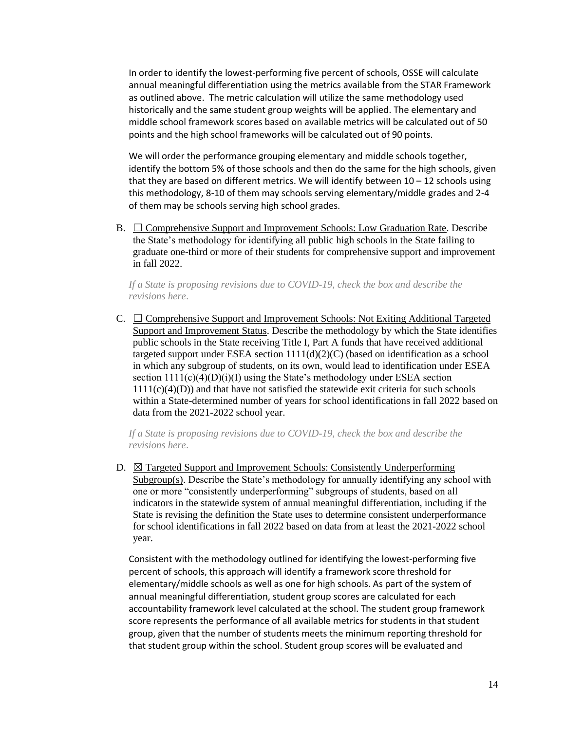In order to identify the lowest-performing five percent of schools, OSSE will calculate annual meaningful differentiation using the metrics available from the STAR Framework as outlined above. The metric calculation will utilize the same methodology used historically and the same student group weights will be applied. The elementary and middle school framework scores based on available metrics will be calculated out of 50 points and the high school frameworks will be calculated out of 90 points.

We will order the performance grouping elementary and middle schools together, identify the bottom 5% of those schools and then do the same for the high schools, given that they are based on different metrics. We will identify between 10 – 12 schools using this methodology, 8-10 of them may schools serving elementary/middle grades and 2-4 of them may be schools serving high school grades.

B. ☐ Comprehensive Support and Improvement Schools: Low Graduation Rate. Describe the State's methodology for identifying all public high schools in the State failing to graduate one-third or more of their students for comprehensive support and improvement in fall 2022.

*If a State is proposing revisions due to COVID-19, check the box and describe the revisions here*.

C. ☐ Comprehensive Support and Improvement Schools: Not Exiting Additional Targeted Support and Improvement Status. Describe the methodology by which the State identifies public schools in the State receiving Title I, Part A funds that have received additional targeted support under ESEA section 1111(d)(2)(C) (based on identification as a school in which any subgroup of students, on its own, would lead to identification under ESEA section 1111(c)(4)(D)(i)(I) using the State's methodology under ESEA section 1111(c)(4)(D)) and that have not satisfied the statewide exit criteria for such schools within a State-determined number of years for school identifications in fall 2022 based on data from the 2021-2022 school year.

*If a State is proposing revisions due to COVID-19, check the box and describe the revisions here*.

D. ☒ Targeted Support and Improvement Schools: Consistently Underperforming Subgroup(s). Describe the State's methodology for annually identifying any school with one or more "consistently underperforming" subgroups of students, based on all indicators in the statewide system of annual meaningful differentiation, including if the State is revising the definition the State uses to determine consistent underperformance for school identifications in fall 2022 based on data from at least the 2021-2022 school year.

Consistent with the methodology outlined for identifying the lowest-performing five percent of schools, this approach will identify a framework score threshold for elementary/middle schools as well as one for high schools. As part of the system of annual meaningful differentiation, student group scores are calculated for each accountability framework level calculated at the school. The student group framework score represents the performance of all available metrics for students in that student group, given that the number of students meets the minimum reporting threshold for that student group within the school. Student group scores will be evaluated and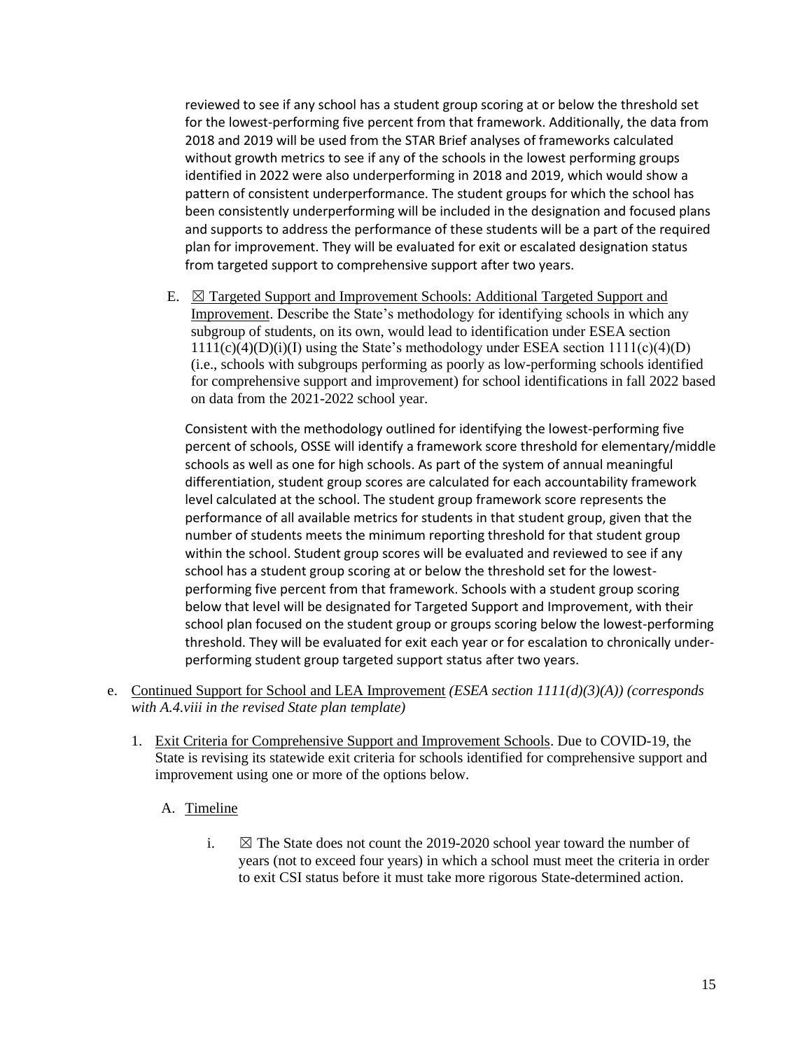reviewed to see if any school has a student group scoring at or below the threshold set for the lowest-performing five percent from that framework. Additionally, the data from 2018 and 2019 will be used from the STAR Brief analyses of frameworks calculated without growth metrics to see if any of the schools in the lowest performing groups identified in 2022 were also underperforming in 2018 and 2019, which would show a pattern of consistent underperformance. The student groups for which the school has been consistently underperforming will be included in the designation and focused plans and supports to address the performance of these students will be a part of the required plan for improvement. They will be evaluated for exit or escalated designation status from targeted support to comprehensive support after two years.

E. ☒ Targeted Support and Improvement Schools: Additional Targeted Support and Improvement. Describe the State's methodology for identifying schools in which any subgroup of students, on its own, would lead to identification under ESEA section 1111(c)(4)(D)(i)(I) using the State's methodology under ESEA section 1111(c)(4)(D) (i.e., schools with subgroups performing as poorly as low-performing schools identified for comprehensive support and improvement) for school identifications in fall 2022 based on data from the 2021-2022 school year.

Consistent with the methodology outlined for identifying the lowest-performing five percent of schools, OSSE will identify a framework score threshold for elementary/middle schools as well as one for high schools. As part of the system of annual meaningful differentiation, student group scores are calculated for each accountability framework level calculated at the school. The student group framework score represents the performance of all available metrics for students in that student group, given that the number of students meets the minimum reporting threshold for that student group within the school. Student group scores will be evaluated and reviewed to see if any school has a student group scoring at or below the threshold set for the lowest-performing five percent from that framework. Schools with a student group scoring below that level will be designated for Targeted Support and Improvement, with their school plan focused on the student group or groups scoring below the lowest-performing threshold. They will be evaluated for exit each year or for escalation to chronically under-performing student group targeted support status after two years.

e. Continued Support for School and LEA Improvement *(ESEA section 1111(d)(3)(A)) (corresponds with A.4.viii in the revised State plan template)*

1. Exit Criteria for Comprehensive Support and Improvement Schools. Due to COVID-19, the State is revising its statewide exit criteria for schools identified for comprehensive support and improvement using one or more of the options below.

   A. Timeline

      i. ☒ The State does not count the 2019-2020 school year toward the number of years (not to exceed four years) in which a school must meet the criteria in order to exit CSI status before it must take more rigorous State-determined action.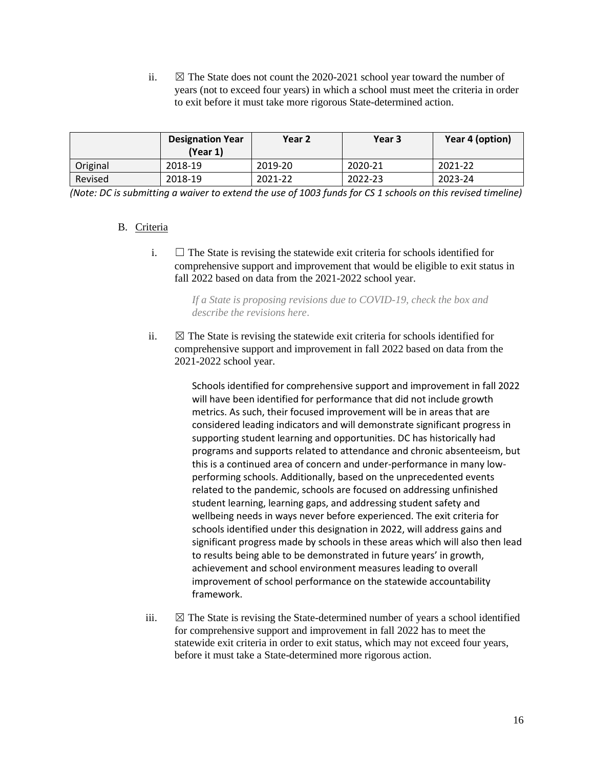ii. ☒ The State does not count the 2020-2021 school year toward the number of years (not to exceed four years) in which a school must meet the criteria in order to exit before it must take more rigorous State-determined action.

| | Designation Year (Year 1) | Year 2 | Year 3 | Year 4 (option) |
|---|---|---|---|---|
| Original | 2018-19 | 2019-20 | 2020-21 | 2021-22 |
| Revised | 2018-19 | 2021-22 | 2022-23 | 2023-24 |

*(Note: DC is submitting a waiver to extend the use of 1003 funds for CS 1 schools on this revised timeline)*

B. Criteria

i. ☐ The State is revising the statewide exit criteria for schools identified for comprehensive support and improvement that would be eligible to exit status in fall 2022 based on data from the 2021-2022 school year.

*If a State is proposing revisions due to COVID-19, check the box and describe the revisions here.*

ii. ☒ The State is revising the statewide exit criteria for schools identified for comprehensive support and improvement in fall 2022 based on data from the 2021-2022 school year.

Schools identified for comprehensive support and improvement in fall 2022 will have been identified for performance that did not include growth metrics. As such, their focused improvement will be in areas that are considered leading indicators and will demonstrate significant progress in supporting student learning and opportunities. DC has historically had programs and supports related to attendance and chronic absenteeism, but this is a continued area of concern and under-performance in many low-performing schools. Additionally, based on the unprecedented events related to the pandemic, schools are focused on addressing unfinished student learning, learning gaps, and addressing student safety and wellbeing needs in ways never before experienced. The exit criteria for schools identified under this designation in 2022, will address gains and significant progress made by schools in these areas which will also then lead to results being able to be demonstrated in future years' in growth, achievement and school environment measures leading to overall improvement of school performance on the statewide accountability framework.

iii. ☒ The State is revising the State-determined number of years a school identified for comprehensive support and improvement in fall 2022 has to meet the statewide exit criteria in order to exit status, which may not exceed four years, before it must take a State-determined more rigorous action.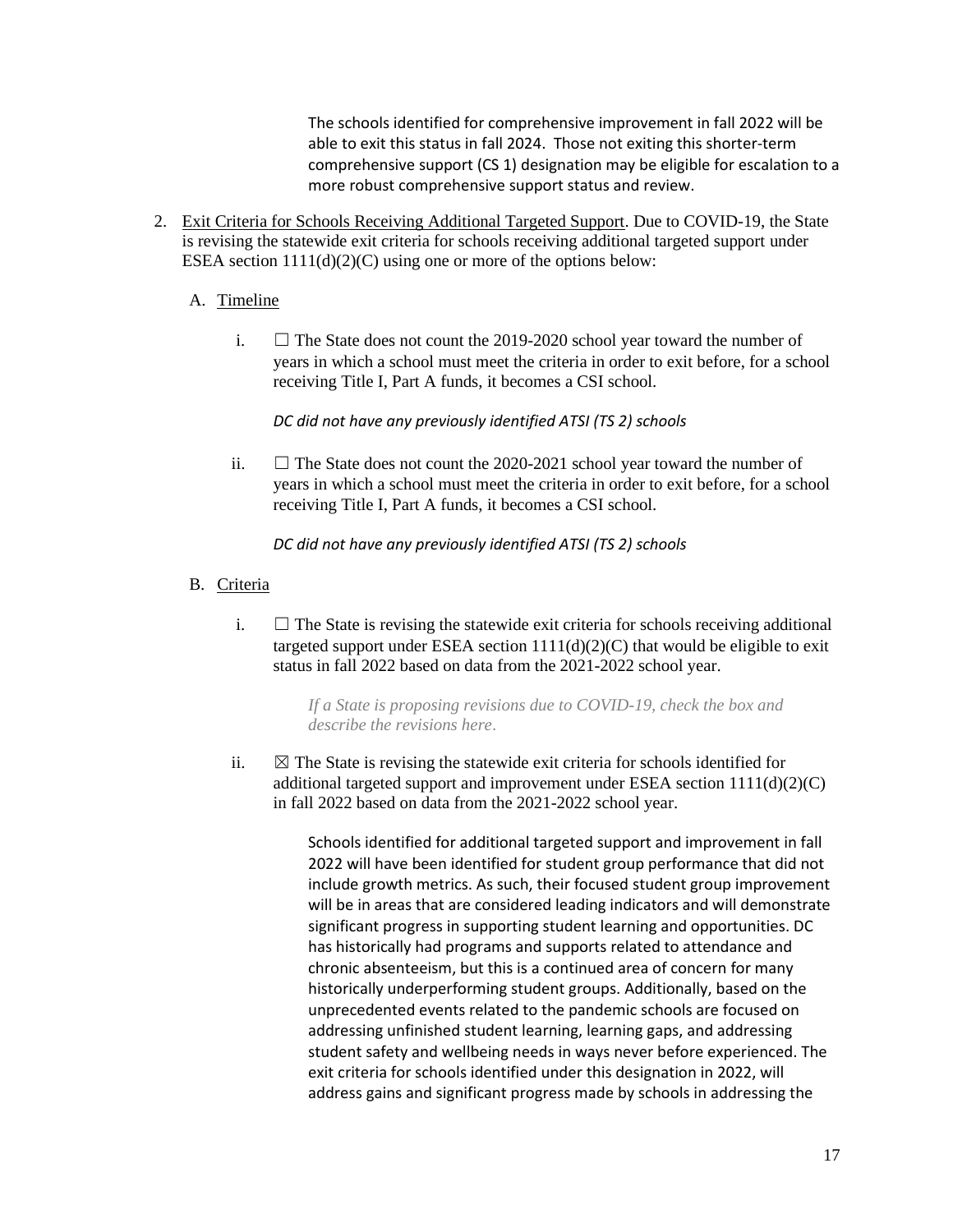The schools identified for comprehensive improvement in fall 2022 will be able to exit this status in fall 2024. Those not exiting this shorter-term comprehensive support (CS 1) designation may be eligible for escalation to a more robust comprehensive support status and review.

2. Exit Criteria for Schools Receiving Additional Targeted Support. Due to COVID-19, the State is revising the statewide exit criteria for schools receiving additional targeted support under ESEA section 1111(d)(2)(C) using one or more of the options below:

   A. Timeline

      i. ☐ The State does not count the 2019-2020 school year toward the number of years in which a school must meet the criteria in order to exit before, for a school receiving Title I, Part A funds, it becomes a CSI school.

         *DC did not have any previously identified ATSI (TS 2) schools*

      ii. ☐ The State does not count the 2020-2021 school year toward the number of years in which a school must meet the criteria in order to exit before, for a school receiving Title I, Part A funds, it becomes a CSI school.

         *DC did not have any previously identified ATSI (TS 2) schools*

   B. Criteria

      i. ☐ The State is revising the statewide exit criteria for schools receiving additional targeted support under ESEA section 1111(d)(2)(C) that would be eligible to exit status in fall 2022 based on data from the 2021-2022 school year.

         *If a State is proposing revisions due to COVID-19, check the box and describe the revisions here*.

      ii. ☒ The State is revising the statewide exit criteria for schools identified for additional targeted support and improvement under ESEA section 1111(d)(2)(C) in fall 2022 based on data from the 2021-2022 school year.

         Schools identified for additional targeted support and improvement in fall 2022 will have been identified for student group performance that did not include growth metrics. As such, their focused student group improvement will be in areas that are considered leading indicators and will demonstrate significant progress in supporting student learning and opportunities. DC has historically had programs and supports related to attendance and chronic absenteeism, but this is a continued area of concern for many historically underperforming student groups. Additionally, based on the unprecedented events related to the pandemic schools are focused on addressing unfinished student learning, learning gaps, and addressing student safety and wellbeing needs in ways never before experienced. The exit criteria for schools identified under this designation in 2022, will address gains and significant progress made by schools in addressing the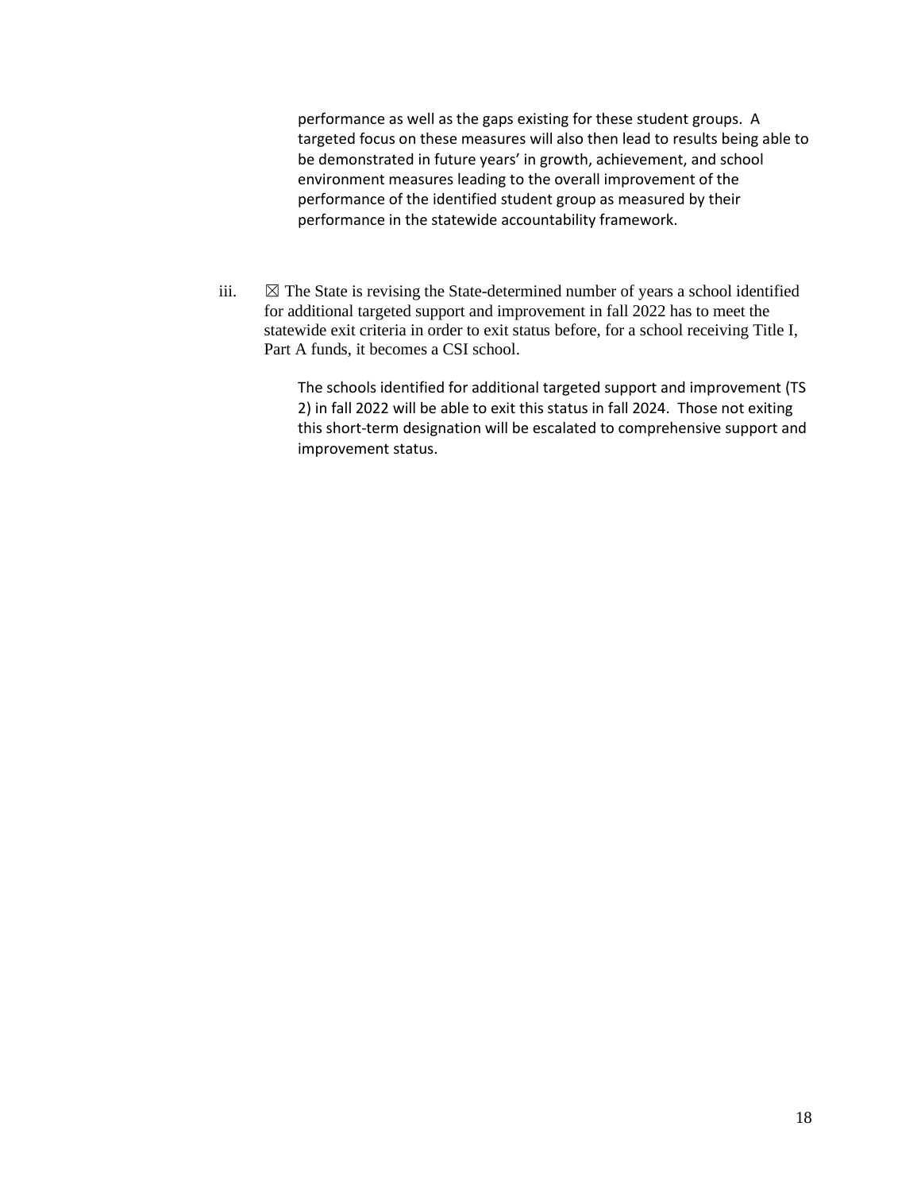performance as well as the gaps existing for these student groups. A targeted focus on these measures will also then lead to results being able to be demonstrated in future years' in growth, achievement, and school environment measures leading to the overall improvement of the performance of the identified student group as measured by their performance in the statewide accountability framework.

iii. ☒ The State is revising the State-determined number of years a school identified for additional targeted support and improvement in fall 2022 has to meet the statewide exit criteria in order to exit status before, for a school receiving Title I, Part A funds, it becomes a CSI school.

The schools identified for additional targeted support and improvement (TS 2) in fall 2022 will be able to exit this status in fall 2024. Those not exiting this short-term designation will be escalated to comprehensive support and improvement status.